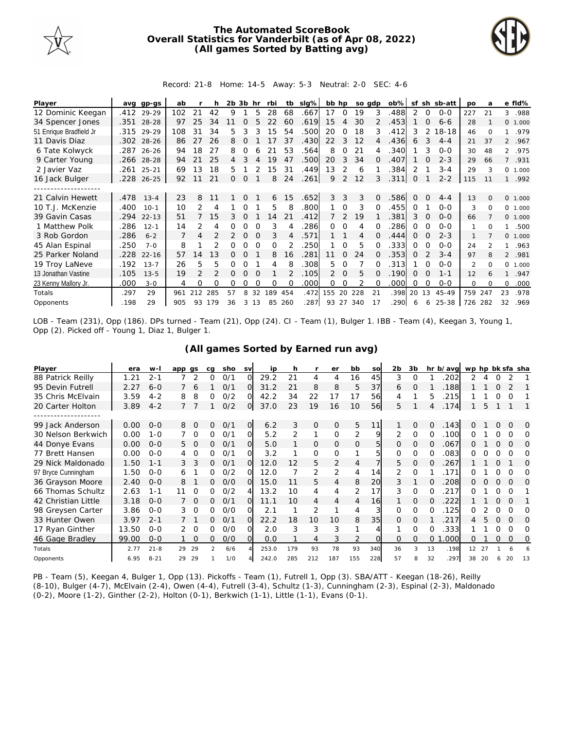# The Automated ScoreBook
## Overall Statistics for Vanderbilt (as of Apr 08, 2022)
### (All games Sorted by Batting avg)

Record: 21-8 Home: 14-5 Away: 5-3 Neutral: 2-0 SEC: 4-6

| Player | avg | gp-gs | ab | r | h | 2b | 3b | hr | rbi | tb | slg% | bb | hp | so | gdp | ob% | sf | sh | sb-att | po | a | e | fld% |
|---|---|---|---|---|---|---|---|---|---|---|---|---|---|---|---|---|---|---|---|---|---|---|---|
| 12 Dominic Keegan | .412 | 29-29 | 102 | 21 | 42 | 9 | 1 | 5 | 28 | 68 | .667 | 17 | 0 | 19 | 3 | .488 | 2 | 0 | 0-0 | 227 | 21 | 3 | .988 |
| 34 Spencer Jones | .351 | 28-28 | 97 | 25 | 34 | 11 | 0 | 5 | 22 | 60 | .619 | 15 | 4 | 30 | 2 | .453 | 1 | 0 | 6-6 | 28 | 1 | 0 | 1.000 |
| 51 Enrique Bradfield Jr | .315 | 29-29 | 108 | 31 | 34 | 5 | 3 | 3 | 15 | 54 | .500 | 20 | 0 | 18 | 3 | .412 | 3 | 2 | 18-18 | 46 | 0 | 1 | .979 |
| 11 Davis Diaz | .302 | 28-26 | 86 | 27 | 26 | 8 | 0 | 1 | 17 | 37 | .430 | 22 | 3 | 12 | 4 | .436 | 6 | 3 | 4-4 | 21 | 37 | 2 | .967 |
| 6 Tate Kolwyck | .287 | 26-26 | 94 | 18 | 27 | 8 | 0 | 6 | 21 | 53 | .564 | 8 | 0 | 21 | 4 | .340 | 1 | 3 | 0-0 | 30 | 48 | 2 | .975 |
| 9 Carter Young | .266 | 28-28 | 94 | 21 | 25 | 4 | 3 | 4 | 19 | 47 | .500 | 20 | 3 | 34 | 0 | .407 | 1 | 0 | 2-3 | 29 | 66 | 7 | .931 |
| 2 Javier Vaz | .261 | 25-21 | 69 | 13 | 18 | 5 | 1 | 2 | 15 | 31 | .449 | 13 | 2 | 6 | 1 | .384 | 2 | 1 | 3-4 | 29 | 3 | 0 | 1.000 |
| 16 Jack Bulger | .228 | 26-25 | 92 | 11 | 21 | 0 | 0 | 1 | 8 | 24 | .261 | 9 | 2 | 12 | 3 | .311 | 0 | 1 | 2-2 | 115 | 11 | 1 | .992 |
| 21 Calvin Hewett | .478 | 13-4 | 23 | 8 | 11 | 1 | 0 | 1 | 6 | 15 | .652 | 3 | 3 | 3 | 0 | .586 | 0 | 0 | 4-4 | 13 | 0 | 0 | 1.000 |
| 10 T.J. McKenzie | .400 | 10-1 | 10 | 2 | 4 | 1 | 0 | 1 | 5 | 8 | .800 | 1 | 0 | 3 | 0 | .455 | 0 | 1 | 0-0 | 3 | 0 | 0 | 1.000 |
| 39 Gavin Casas | .294 | 22-13 | 51 | 7 | 15 | 3 | 0 | 1 | 14 | 21 | .412 | 7 | 2 | 19 | 1 | .381 | 3 | 0 | 0-0 | 66 | 7 | 0 | 1.000 |
| 1 Matthew Polk | .286 | 12-1 | 14 | 2 | 4 | 0 | 0 | 0 | 3 | 4 | .286 | 0 | 0 | 4 | 0 | .286 | 0 | 0 | 0-0 | 1 | 0 | 1 | .500 |
| 3 Rob Gordon | .286 | 6-2 | 7 | 4 | 2 | 2 | 0 | 0 | 3 | 4 | .571 | 1 | 1 | 4 | 0 | .444 | 0 | 0 | 2-3 | 1 | 7 | 0 | 1.000 |
| 45 Alan Espinal | .250 | 7-0 | 8 | 1 | 2 | 0 | 0 | 0 | 0 | 2 | .250 | 1 | 0 | 5 | 0 | .333 | 0 | 0 | 0-0 | 24 | 2 | 1 | .963 |
| 25 Parker Noland | .228 | 22-16 | 57 | 14 | 13 | 0 | 0 | 1 | 8 | 16 | .281 | 11 | 0 | 24 | 0 | .353 | 0 | 2 | 3-4 | 97 | 8 | 2 | .981 |
| 19 Troy LaNeve | .192 | 13-7 | 26 | 5 | 5 | 0 | 0 | 1 | 4 | 8 | .308 | 5 | 0 | 7 | 0 | .313 | 1 | 0 | 0-0 | 2 | 0 | 0 | 1.000 |
| 13 Jonathan Vastine | .105 | 13-5 | 19 | 2 | 2 | 0 | 0 | 0 | 1 | 2 | .105 | 2 | 0 | 5 | 0 | .190 | 0 | 0 | 1-1 | 12 | 6 | 1 | .947 |
| 23 Kenny Mallory Jr. | .000 | 3-0 | 4 | 0 | 0 | 0 | 0 | 0 | 0 | 0 | .000 | 0 | 0 | 2 | 0 | .000 | 0 | 0 | 0-0 | 0 | 0 | 0 | .000 |
| Totals | .297 | 29 | 961 | 212 | 285 | 57 | 8 | 32 | 189 | 454 | .472 | 155 | 20 | 228 | 21 | .398 | 20 | 13 | 45-49 | 759 | 247 | 23 | .978 |
| Opponents | .198 | 29 | 905 | 93 | 179 | 36 | 3 | 13 | 85 | 260 | .287 | 93 | 27 | 340 | 17 | .290 | 6 | 6 | 25-38 | 726 | 282 | 32 | .969 |

LOB - Team (231), Opp (186). DPs turned - Team (21), Opp (24). CI - Team (1), Bulger 1. IBB - Team (4), Keegan 3, Young 1, Opp (2). Picked off - Young 1, Diaz 1, Bulger 1.

### (All games Sorted by Earned run avg)

| Player | era | w-l | app | gs | cg | sho | sv | ip | h | r | er | bb | so | 2b | 3b | hr | b/avg | wp | hp | bk | sfa | sha |
|---|---|---|---|---|---|---|---|---|---|---|---|---|---|---|---|---|---|---|---|---|---|---|
| 88 Patrick Reilly | 1.21 | 2-1 | 7 | 2 | 0 | 0/1 | 0 | 29.2 | 21 | 4 | 4 | 16 | 45 | 3 | 0 | 1 | .202 | 2 | 4 | 0 | 2 | 1 |
| 95 Devin Futrell | 2.27 | 6-0 | 7 | 6 | 1 | 0/1 | 0 | 31.2 | 21 | 8 | 8 | 5 | 37 | 6 | 0 | 1 | .188 | 1 | 1 | 0 | 2 | 1 |
| 35 Chris McElvain | 3.59 | 4-2 | 8 | 8 | 0 | 0/2 | 0 | 42.2 | 34 | 22 | 17 | 17 | 56 | 4 | 1 | 5 | .215 | 1 | 1 | 0 | 0 | 1 |
| 20 Carter Holton | 3.89 | 4-2 | 7 | 7 | 1 | 0/2 | 0 | 37.0 | 23 | 19 | 16 | 10 | 56 | 5 | 1 | 4 | .174 | 1 | 5 | 1 | 1 | 1 |
| 99 Jack Anderson | 0.00 | 0-0 | 8 | 0 | 0 | 0/1 | 0 | 6.2 | 3 | 0 | 0 | 5 | 11 | 1 | 0 | 0 | .143 | 0 | 1 | 0 | 0 | 0 |
| 30 Nelson Berkwich | 0.00 | 1-0 | 7 | 0 | 0 | 0/1 | 0 | 5.2 | 2 | 1 | 0 | 2 | 9 | 2 | 0 | 0 | .100 | 0 | 1 | 0 | 0 | 0 |
| 44 Donye Evans | 0.00 | 0-0 | 5 | 0 | 0 | 0/1 | 0 | 5.0 | 1 | 0 | 0 | 0 | 5 | 0 | 0 | 0 | .067 | 0 | 1 | 0 | 0 | 0 |
| 77 Brett Hansen | 0.00 | 0-0 | 4 | 0 | 0 | 0/1 | 0 | 3.2 | 1 | 0 | 0 | 1 | 5 | 0 | 0 | 0 | .083 | 0 | 0 | 0 | 0 | 0 |
| 29 Nick Maldonado | 1.50 | 1-1 | 3 | 3 | 0 | 0/1 | 0 | 12.0 | 12 | 5 | 2 | 4 | 7 | 5 | 0 | 0 | .267 | 1 | 1 | 0 | 1 | 0 |
| 97 Bryce Cunningham | 1.50 | 0-0 | 6 | 1 | 0 | 0/2 | 0 | 12.0 | 7 | 2 | 2 | 4 | 14 | 2 | 0 | 1 | .171 | 0 | 1 | 0 | 0 | 0 |
| 36 Grayson Moore | 2.40 | 0-0 | 8 | 1 | 0 | 0/0 | 0 | 15.0 | 11 | 5 | 4 | 8 | 20 | 3 | 1 | 0 | .208 | 0 | 0 | 0 | 0 | 0 |
| 66 Thomas Schultz | 2.63 | 1-1 | 11 | 0 | 0 | 0/2 | 4 | 13.2 | 10 | 4 | 4 | 2 | 17 | 3 | 0 | 0 | .217 | 0 | 1 | 0 | 0 | 1 |
| 42 Christian Little | 3.18 | 0-0 | 7 | 0 | 0 | 0/1 | 0 | 11.1 | 10 | 4 | 4 | 4 | 16 | 1 | 0 | 0 | .222 | 1 | 1 | 0 | 0 | 1 |
| 98 Greysen Carter | 3.86 | 0-0 | 3 | 0 | 0 | 0/0 | 0 | 2.1 | 1 | 2 | 1 | 4 | 3 | 0 | 0 | 0 | .125 | 0 | 2 | 0 | 0 | 0 |
| 33 Hunter Owen | 3.97 | 2-1 | 7 | 1 | 0 | 0/1 | 0 | 22.2 | 18 | 10 | 10 | 8 | 35 | 0 | 0 | 1 | .217 | 4 | 5 | 0 | 0 | 0 |
| 17 Ryan Ginther | 13.50 | 0-0 | 2 | 0 | 0 | 0/0 | 0 | 2.0 | 3 | 3 | 3 | 1 | 4 | 1 | 0 | 0 | .333 | 1 | 1 | 0 | 0 | 0 |
| 46 Gage Bradley | 99.00 | 0-0 | 1 | 0 | 0 | 0/0 | 0 | 0.0 | 1 | 4 | 3 | 2 | 0 | 0 | 0 | 0 | 1.000 | 0 | 1 | 0 | 0 | 0 |
| Totals | 2.77 | 21-8 | 29 | 29 | 2 | 6/6 | 4 | 253.0 | 179 | 93 | 78 | 93 | 340 | 36 | 3 | 13 | .198 | 12 | 27 | 1 | 6 | 6 |
| Opponents | 6.95 | 8-21 | 29 | 29 | 1 | 1/0 | 4 | 242.0 | 285 | 212 | 187 | 155 | 228 | 57 | 8 | 32 | .297 | 38 | 20 | 6 | 20 | 13 |

PB - Team (5), Keegan 4, Bulger 1, Opp (13). Pickoffs - Team (1), Futrell 1, Opp (3). SBA/ATT - Keegan (18-26), Reilly (8-10), Bulger (4-7), McElvain (2-4), Owen (4-4), Futrell (3-4), Schultz (1-3), Cunningham (2-3), Espinal (2-3), Maldonado (0-2), Moore (1-2), Ginther (2-2), Holton (0-1), Berkwich (1-1), Little (1-1), Evans (0-1).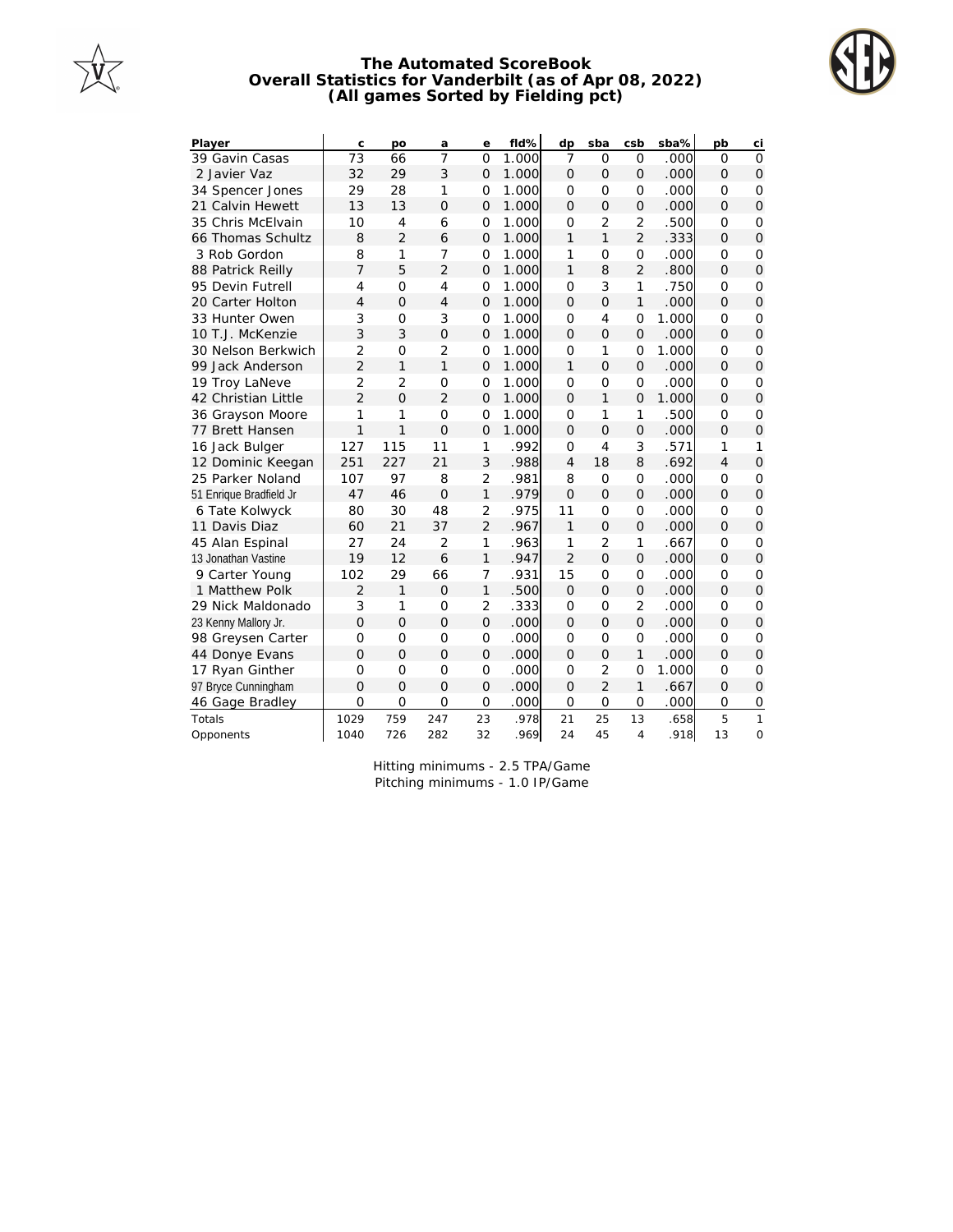# The Automated ScoreBook
## Overall Statistics for Vanderbilt (as of Apr 08, 2022)
### (All games Sorted by Fielding pct)

| Player | c | po | a | e | fld% | dp | sba | csb | sba% | pb | ci |
|---|---|---|---|---|---|---|---|---|---|---|---|
| 39 Gavin Casas | 73 | 66 | 7 | 0 | 1.000 | 7 | 0 | 0 | .000 | 0 | 0 |
| 2 Javier Vaz | 32 | 29 | 3 | 0 | 1.000 | 0 | 0 | 0 | .000 | 0 | 0 |
| 34 Spencer Jones | 29 | 28 | 1 | 0 | 1.000 | 0 | 0 | 0 | .000 | 0 | 0 |
| 21 Calvin Hewett | 13 | 13 | 0 | 0 | 1.000 | 0 | 0 | 0 | .000 | 0 | 0 |
| 35 Chris McElvain | 10 | 4 | 6 | 0 | 1.000 | 0 | 2 | 2 | .500 | 0 | 0 |
| 66 Thomas Schultz | 8 | 2 | 6 | 0 | 1.000 | 1 | 1 | 2 | .333 | 0 | 0 |
| 3 Rob Gordon | 8 | 1 | 7 | 0 | 1.000 | 1 | 0 | 0 | .000 | 0 | 0 |
| 88 Patrick Reilly | 7 | 5 | 2 | 0 | 1.000 | 1 | 8 | 2 | .800 | 0 | 0 |
| 95 Devin Futrell | 4 | 0 | 4 | 0 | 1.000 | 0 | 3 | 1 | .750 | 0 | 0 |
| 20 Carter Holton | 4 | 0 | 4 | 0 | 1.000 | 0 | 0 | 1 | .000 | 0 | 0 |
| 33 Hunter Owen | 3 | 0 | 3 | 0 | 1.000 | 0 | 4 | 0 | 1.000 | 0 | 0 |
| 10 T.J. McKenzie | 3 | 3 | 0 | 0 | 1.000 | 0 | 0 | 0 | .000 | 0 | 0 |
| 30 Nelson Berkwich | 2 | 0 | 2 | 0 | 1.000 | 0 | 1 | 0 | 1.000 | 0 | 0 |
| 99 Jack Anderson | 2 | 1 | 1 | 0 | 1.000 | 1 | 0 | 0 | .000 | 0 | 0 |
| 19 Troy LaNeve | 2 | 2 | 0 | 0 | 1.000 | 0 | 0 | 0 | .000 | 0 | 0 |
| 42 Christian Little | 2 | 0 | 2 | 0 | 1.000 | 0 | 1 | 0 | 1.000 | 0 | 0 |
| 36 Grayson Moore | 1 | 1 | 0 | 0 | 1.000 | 0 | 1 | 1 | .500 | 0 | 0 |
| 77 Brett Hansen | 1 | 1 | 0 | 0 | 1.000 | 0 | 0 | 0 | .000 | 0 | 0 |
| 16 Jack Bulger | 127 | 115 | 11 | 1 | .992 | 0 | 4 | 3 | .571 | 1 | 1 |
| 12 Dominic Keegan | 251 | 227 | 21 | 3 | .988 | 4 | 18 | 8 | .692 | 4 | 0 |
| 25 Parker Noland | 107 | 97 | 8 | 2 | .981 | 8 | 0 | 0 | .000 | 0 | 0 |
| 51 Enrique Bradfield Jr | 47 | 46 | 0 | 1 | .979 | 0 | 0 | 0 | .000 | 0 | 0 |
| 6 Tate Kolwyck | 80 | 30 | 48 | 2 | .975 | 11 | 0 | 0 | .000 | 0 | 0 |
| 11 Davis Diaz | 60 | 21 | 37 | 2 | .967 | 1 | 0 | 0 | .000 | 0 | 0 |
| 45 Alan Espinal | 27 | 24 | 2 | 1 | .963 | 1 | 2 | 1 | .667 | 0 | 0 |
| 13 Jonathan Vastine | 19 | 12 | 6 | 1 | .947 | 2 | 0 | 0 | .000 | 0 | 0 |
| 9 Carter Young | 102 | 29 | 66 | 7 | .931 | 15 | 0 | 0 | .000 | 0 | 0 |
| 1 Matthew Polk | 2 | 1 | 0 | 1 | .500 | 0 | 0 | 0 | .000 | 0 | 0 |
| 29 Nick Maldonado | 3 | 1 | 0 | 2 | .333 | 0 | 0 | 2 | .000 | 0 | 0 |
| 23 Kenny Mallory Jr. | 0 | 0 | 0 | 0 | .000 | 0 | 0 | 0 | .000 | 0 | 0 |
| 98 Greysen Carter | 0 | 0 | 0 | 0 | .000 | 0 | 0 | 0 | .000 | 0 | 0 |
| 44 Donye Evans | 0 | 0 | 0 | 0 | .000 | 0 | 0 | 1 | .000 | 0 | 0 |
| 17 Ryan Ginther | 0 | 0 | 0 | 0 | .000 | 0 | 2 | 0 | 1.000 | 0 | 0 |
| 97 Bryce Cunningham | 0 | 0 | 0 | 0 | .000 | 0 | 2 | 1 | .667 | 0 | 0 |
| 46 Gage Bradley | 0 | 0 | 0 | 0 | .000 | 0 | 0 | 0 | .000 | 0 | 0 |
| Totals | 1029 | 759 | 247 | 23 | .978 | 21 | 25 | 13 | .658 | 5 | 1 |
| Opponents | 1040 | 726 | 282 | 32 | .969 | 24 | 45 | 4 | .918 | 13 | 0 |

Hitting minimums - 2.5 TPA/Game
Pitching minimums - 1.0 IP/Game